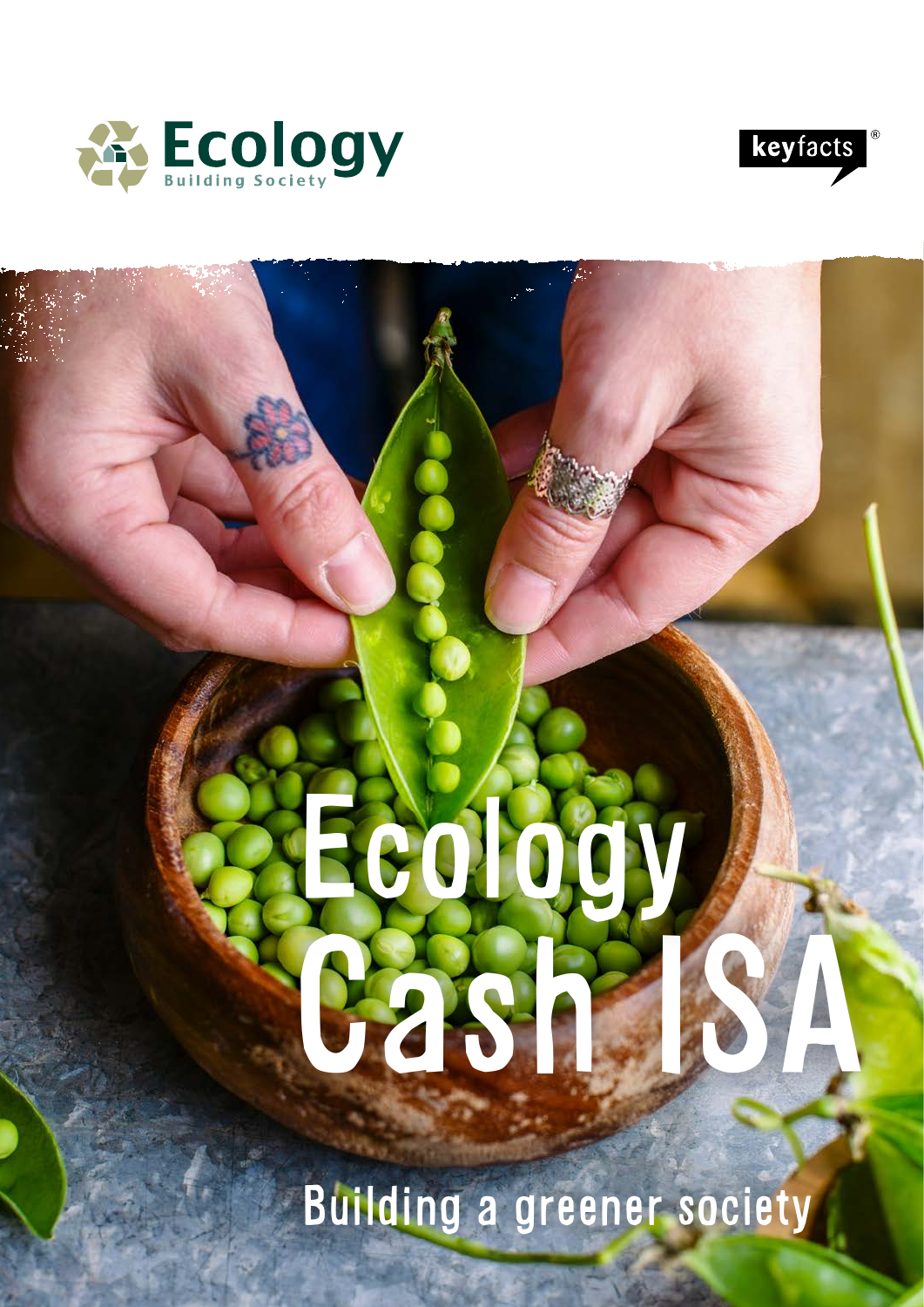Ecology
Building Society

keyfacts®

# Ecology Cash ISA

Building a greener society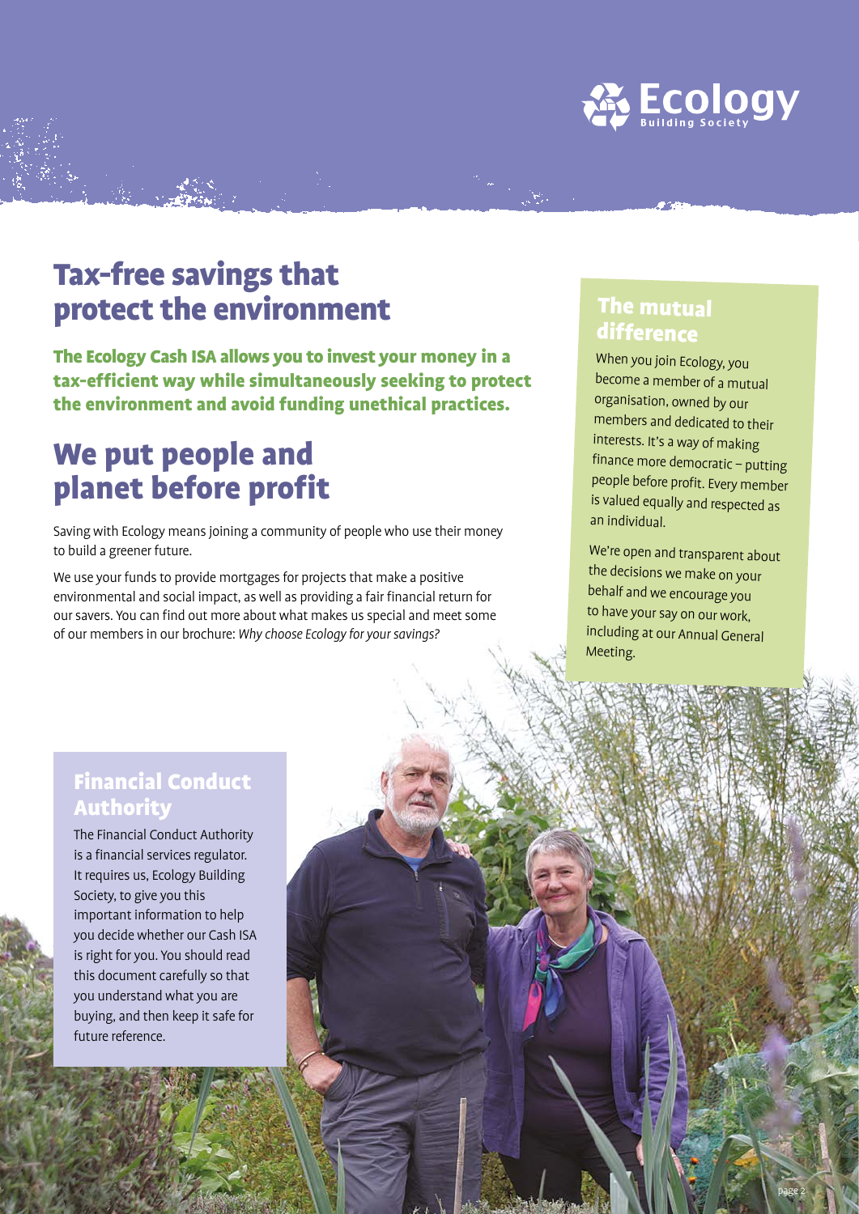Ecology Building Society

# Tax-free savings that protect the environment

**The Ecology Cash ISA allows you to invest your money in a tax-efficient way while simultaneously seeking to protect the environment and avoid funding unethical practices.**

# We put people and planet before profit

Saving with Ecology means joining a community of people who use their money to build a greener future.

We use your funds to provide mortgages for projects that make a positive environmental and social impact, as well as providing a fair financial return for our savers. You can find out more about what makes us special and meet some of our members in our brochure: *Why choose Ecology for your savings?*

## The mutual difference

When you join Ecology, you become a member of a mutual organisation, owned by our members and dedicated to their interests. It's a way of making finance more democratic – putting people before profit. Every member is valued equally and respected as an individual.

We're open and transparent about the decisions we make on your behalf and we encourage you to have your say on our work, including at our Annual General Meeting.

## Financial Conduct Authority

The Financial Conduct Authority is a financial services regulator. It requires us, Ecology Building Society, to give you this important information to help you decide whether our Cash ISA is right for you. You should read this document carefully so that you understand what you are buying, and then keep it safe for future reference.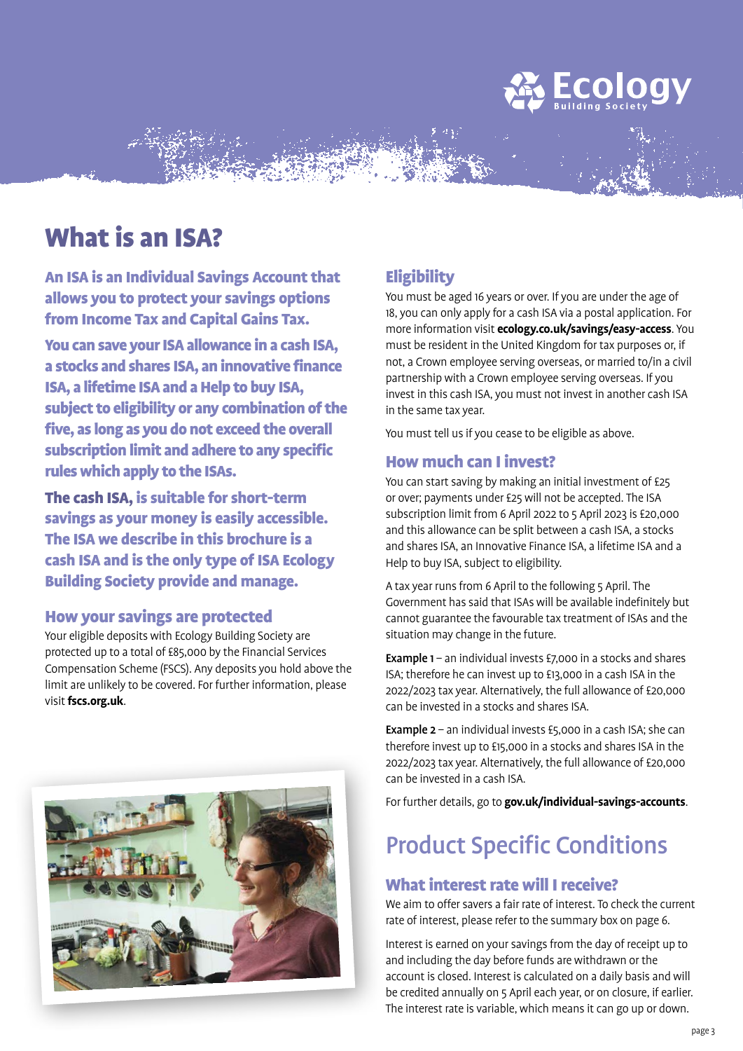# What is an ISA?

**An ISA is an Individual Savings Account that allows you to protect your savings options from Income Tax and Capital Gains Tax.**

**You can save your ISA allowance in a cash ISA, a stocks and shares ISA, an innovative finance ISA, a lifetime ISA and a Help to buy ISA, subject to eligibility or any combination of the five, as long as you do not exceed the overall subscription limit and adhere to any specific rules which apply to the ISAs.**

**The cash ISA, is suitable for short-term savings as your money is easily accessible. The ISA we describe in this brochure is a cash ISA and is the only type of ISA Ecology Building Society provide and manage.**

## How your savings are protected

Your eligible deposits with Ecology Building Society are protected up to a total of £85,000 by the Financial Services Compensation Scheme (FSCS). Any deposits you hold above the limit are unlikely to be covered. For further information, please visit **fscs.org.uk**.

## Eligibility

You must be aged 16 years or over. If you are under the age of 18, you can only apply for a cash ISA via a postal application. For more information visit **ecology.co.uk/savings/easy-access**. You must be resident in the United Kingdom for tax purposes or, if not, a Crown employee serving overseas, or married to/in a civil partnership with a Crown employee serving overseas. If you invest in this cash ISA, you must not invest in another cash ISA in the same tax year.

You must tell us if you cease to be eligible as above.

## How much can I invest?

You can start saving by making an initial investment of £25 or over; payments under £25 will not be accepted. The ISA subscription limit from 6 April 2022 to 5 April 2023 is £20,000 and this allowance can be split between a cash ISA, a stocks and shares ISA, an Innovative Finance ISA, a lifetime ISA and a Help to buy ISA, subject to eligibility.

A tax year runs from 6 April to the following 5 April. The Government has said that ISAs will be available indefinitely but cannot guarantee the favourable tax treatment of ISAs and the situation may change in the future.

**Example 1** – an individual invests £7,000 in a stocks and shares ISA; therefore he can invest up to £13,000 in a cash ISA in the 2022/2023 tax year. Alternatively, the full allowance of £20,000 can be invested in a stocks and shares ISA.

**Example 2** – an individual invests £5,000 in a cash ISA; she can therefore invest up to £15,000 in a stocks and shares ISA in the 2022/2023 tax year. Alternatively, the full allowance of £20,000 can be invested in a cash ISA.

For further details, go to **gov.uk/individual-savings-accounts**.

# Product Specific Conditions

## What interest rate will I receive?

We aim to offer savers a fair rate of interest. To check the current rate of interest, please refer to the summary box on page 6.

Interest is earned on your savings from the day of receipt up to and including the day before funds are withdrawn or the account is closed. Interest is calculated on a daily basis and will be credited annually on 5 April each year, or on closure, if earlier. The interest rate is variable, which means it can go up or down.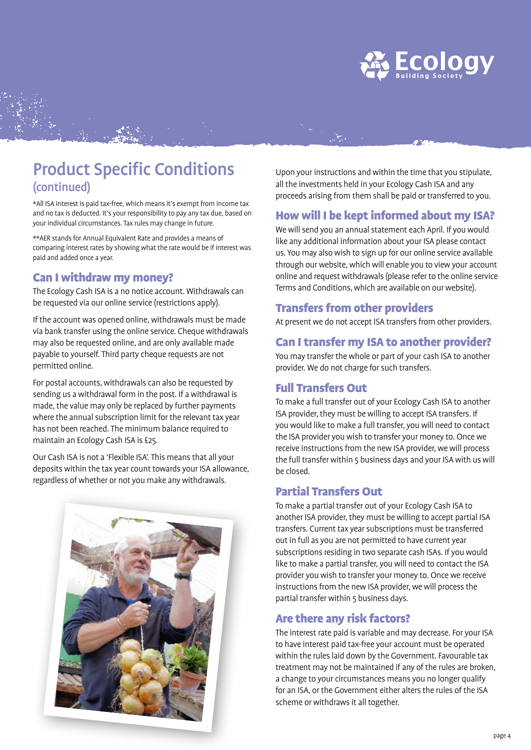# Product Specific Conditions (continued)

*All ISA interest is paid tax-free, which means it's exempt from income tax and no tax is deducted. It's your responsibility to pay any tax due, based on your individual circumstances. Tax rules may change in future.

**AER stands for Annual Equivalent Rate and provides a means of comparing interest rates by showing what the rate would be if interest was paid and added once a year.

## Can I withdraw my money?

The Ecology Cash ISA is a no notice account. Withdrawals can be requested via our online service (restrictions apply).

If the account was opened online, withdrawals must be made via bank transfer using the online service. Cheque withdrawals may also be requested online, and are only available made payable to yourself. Third party cheque requests are not permitted online.

For postal accounts, withdrawals can also be requested by sending us a withdrawal form in the post. If a withdrawal is made, the value may only be replaced by further payments where the annual subscription limit for the relevant tax year has not been reached. The minimum balance required to maintain an Ecology Cash ISA is £25.

Our Cash ISA is not a 'Flexible ISA'. This means that all your deposits within the tax year count towards your ISA allowance, regardless of whether or not you make any withdrawals.

Upon your instructions and within the time that you stipulate, all the investments held in your Ecology Cash ISA and any proceeds arising from them shall be paid or transferred to you.

## How will I be kept informed about my ISA?

We will send you an annual statement each April. If you would like any additional information about your ISA please contact us. You may also wish to sign up for our online service available through our website, which will enable you to view your account online and request withdrawals (please refer to the online service Terms and Conditions, which are available on our website).

## Transfers from other providers

At present we do not accept ISA transfers from other providers.

## Can I transfer my ISA to another provider?

You may transfer the whole or part of your cash ISA to another provider. We do not charge for such transfers.

## Full Transfers Out

To make a full transfer out of your Ecology Cash ISA to another ISA provider, they must be willing to accept ISA transfers. If you would like to make a full transfer, you will need to contact the ISA provider you wish to transfer your money to. Once we receive instructions from the new ISA provider, we will process the full transfer within 5 business days and your ISA with us will be closed.

## Partial Transfers Out

To make a partial transfer out of your Ecology Cash ISA to another ISA provider, they must be willing to accept partial ISA transfers. Current tax year subscriptions must be transferred out in full as you are not permitted to have current year subscriptions residing in two separate cash ISAs. If you would like to make a partial transfer, you will need to contact the ISA provider you wish to transfer your money to. Once we receive instructions from the new ISA provider, we will process the partial transfer within 5 business days.

## Are there any risk factors?

The interest rate paid is variable and may decrease. For your ISA to have interest paid tax-free your account must be operated within the rules laid down by the Government. Favourable tax treatment may not be maintained if any of the rules are broken, a change to your circumstances means you no longer qualify for an ISA, or the Government either alters the rules of the ISA scheme or withdraws it all together.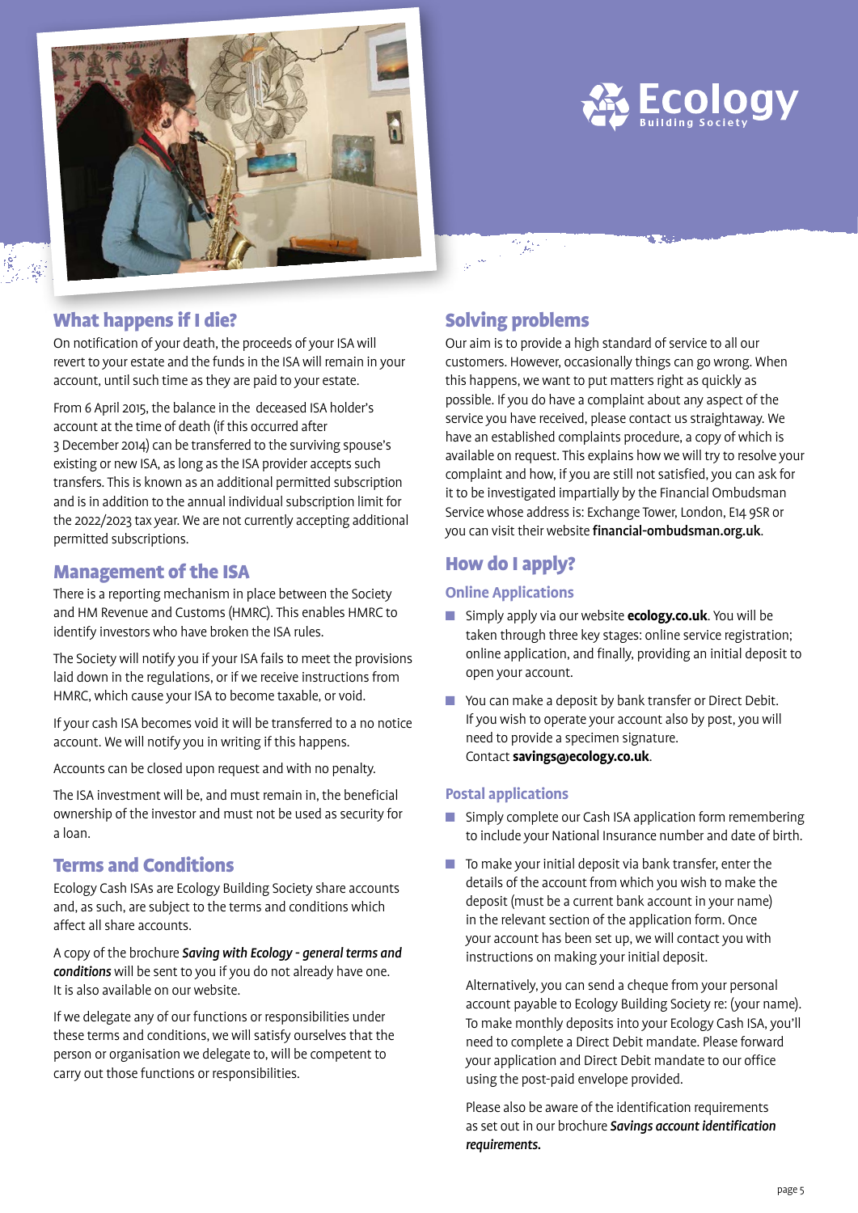## What happens if I die?

On notification of your death, the proceeds of your ISA will revert to your estate and the funds in the ISA will remain in your account, until such time as they are paid to your estate.

From 6 April 2015, the balance in the deceased ISA holder's account at the time of death (if this occurred after 3 December 2014) can be transferred to the surviving spouse's existing or new ISA, as long as the ISA provider accepts such transfers. This is known as an additional permitted subscription and is in addition to the annual individual subscription limit for the 2022/2023 tax year. We are not currently accepting additional permitted subscriptions.

## Management of the ISA

There is a reporting mechanism in place between the Society and HM Revenue and Customs (HMRC). This enables HMRC to identify investors who have broken the ISA rules.

The Society will notify you if your ISA fails to meet the provisions laid down in the regulations, or if we receive instructions from HMRC, which cause your ISA to become taxable, or void.

If your cash ISA becomes void it will be transferred to a no notice account. We will notify you in writing if this happens.

Accounts can be closed upon request and with no penalty.

The ISA investment will be, and must remain in, the beneficial ownership of the investor and must not be used as security for a loan.

## Terms and Conditions

Ecology Cash ISAs are Ecology Building Society share accounts and, as such, are subject to the terms and conditions which affect all share accounts.

A copy of the brochure ***Saving with Ecology - general terms and conditions*** will be sent to you if you do not already have one. It is also available on our website.

If we delegate any of our functions or responsibilities under these terms and conditions, we will satisfy ourselves that the person or organisation we delegate to, will be competent to carry out those functions or responsibilities.

## Solving problems

Our aim is to provide a high standard of service to all our customers. However, occasionally things can go wrong. When this happens, we want to put matters right as quickly as possible. If you do have a complaint about any aspect of the service you have received, please contact us straightaway. We have an established complaints procedure, a copy of which is available on request. This explains how we will try to resolve your complaint and how, if you are still not satisfied, you can ask for it to be investigated impartially by the Financial Ombudsman Service whose address is: Exchange Tower, London, E14 9SR or you can visit their website **financial-ombudsman.org.uk**.

## How do I apply?

### Online Applications

- Simply apply via our website **ecology.co.uk**. You will be taken through three key stages: online service registration; online application, and finally, providing an initial deposit to open your account.
- You can make a deposit by bank transfer or Direct Debit. If you wish to operate your account also by post, you will need to provide a specimen signature. Contact **savings@ecology.co.uk**.

### Postal applications

- Simply complete our Cash ISA application form remembering to include your National Insurance number and date of birth.
- To make your initial deposit via bank transfer, enter the details of the account from which you wish to make the deposit (must be a current bank account in your name) in the relevant section of the application form. Once your account has been set up, we will contact you with instructions on making your initial deposit.

  Alternatively, you can send a cheque from your personal account payable to Ecology Building Society re: (your name). To make monthly deposits into your Ecology Cash ISA, you'll need to complete a Direct Debit mandate. Please forward your application and Direct Debit mandate to our office using the post-paid envelope provided.

  Please also be aware of the identification requirements as set out in our brochure ***Savings account identification requirements.***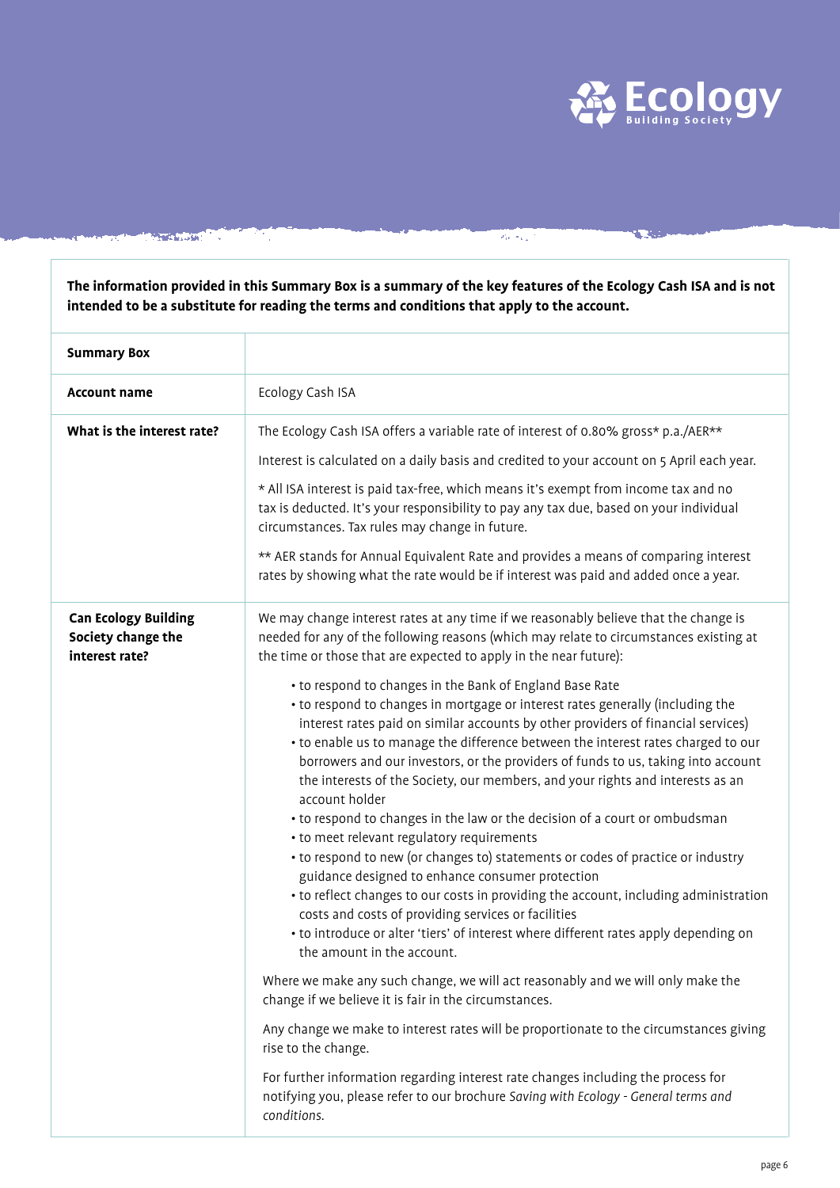**The information provided in this Summary Box is a summary of the key features of the Ecology Cash ISA and is not intended to be a substitute for reading the terms and conditions that apply to the account.**

| **Summary Box** | |
|---|---|
| **Account name** | Ecology Cash ISA |
| **What is the interest rate?** | The Ecology Cash ISA offers a variable rate of interest of 0.80% gross* p.a./AER**<br><br>Interest is calculated on a daily basis and credited to your account on 5 April each year.<br><br>* All ISA interest is paid tax-free, which means it's exempt from income tax and no tax is deducted. It's your responsibility to pay any tax due, based on your individual circumstances. Tax rules may change in future.<br><br>** AER stands for Annual Equivalent Rate and provides a means of comparing interest rates by showing what the rate would be if interest was paid and added once a year. |
| **Can Ecology Building Society change the interest rate?** | We may change interest rates at any time if we reasonably believe that the change is needed for any of the following reasons (which may relate to circumstances existing at the time or those that are expected to apply in the near future):<br><br>• to respond to changes in the Bank of England Base Rate<br>• to respond to changes in mortgage or interest rates generally (including the interest rates paid on similar accounts by other providers of financial services)<br>• to enable us to manage the difference between the interest rates charged to our borrowers and our investors, or the providers of funds to us, taking into account the interests of the Society, our members, and your rights and interests as an account holder<br>• to respond to changes in the law or the decision of a court or ombudsman<br>• to meet relevant regulatory requirements<br>• to respond to new (or changes to) statements or codes of practice or industry guidance designed to enhance consumer protection<br>• to reflect changes to our costs in providing the account, including administration costs and costs of providing services or facilities<br>• to introduce or alter 'tiers' of interest where different rates apply depending on the amount in the account.<br><br>Where we make any such change, we will act reasonably and we will only make the change if we believe it is fair in the circumstances.<br><br>Any change we make to interest rates will be proportionate to the circumstances giving rise to the change.<br><br>For further information regarding interest rate changes including the process for notifying you, please refer to our brochure *Saving with Ecology - General terms and conditions.* |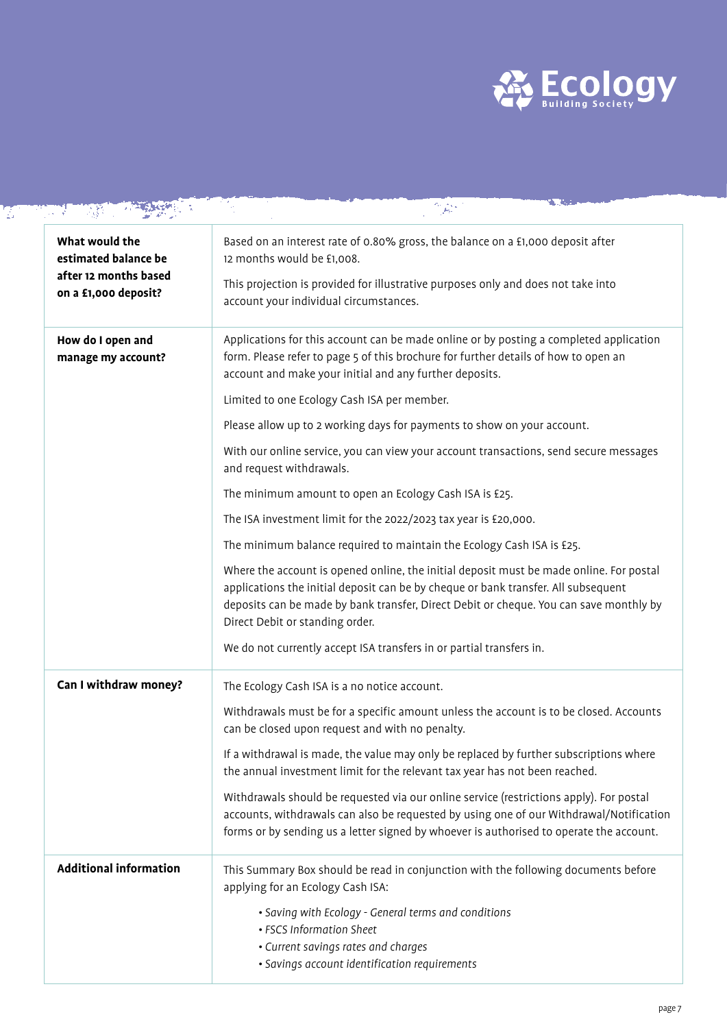| | |
|---|---|
| **What would the estimated balance be after 12 months based on a £1,000 deposit?** | Based on an interest rate of 0.80% gross, the balance on a £1,000 deposit after 12 months would be £1,008.<br><br>This projection is provided for illustrative purposes only and does not take into account your individual circumstances. |
| **How do I open and manage my account?** | Applications for this account can be made online or by posting a completed application form. Please refer to page 5 of this brochure for further details of how to open an account and make your initial and any further deposits.<br><br>Limited to one Ecology Cash ISA per member.<br><br>Please allow up to 2 working days for payments to show on your account.<br><br>With our online service, you can view your account transactions, send secure messages and request withdrawals.<br><br>The minimum amount to open an Ecology Cash ISA is £25.<br><br>The ISA investment limit for the 2022/2023 tax year is £20,000.<br><br>The minimum balance required to maintain the Ecology Cash ISA is £25.<br><br>Where the account is opened online, the initial deposit must be made online. For postal applications the initial deposit can be by cheque or bank transfer. All subsequent deposits can be made by bank transfer, Direct Debit or cheque. You can save monthly by Direct Debit or standing order.<br><br>We do not currently accept ISA transfers in or partial transfers in. |
| **Can I withdraw money?** | The Ecology Cash ISA is a no notice account.<br><br>Withdrawals must be for a specific amount unless the account is to be closed. Accounts can be closed upon request and with no penalty.<br><br>If a withdrawal is made, the value may only be replaced by further subscriptions where the annual investment limit for the relevant tax year has not been reached.<br><br>Withdrawals should be requested via our online service (restrictions apply). For postal accounts, withdrawals can also be requested by using one of our Withdrawal/Notification forms or by sending us a letter signed by whoever is authorised to operate the account. |
| **Additional information** | This Summary Box should be read in conjunction with the following documents before applying for an Ecology Cash ISA:<br><br>• *Saving with Ecology - General terms and conditions*<br>• *FSCS Information Sheet*<br>• *Current savings rates and charges*<br>• *Savings account identification requirements* |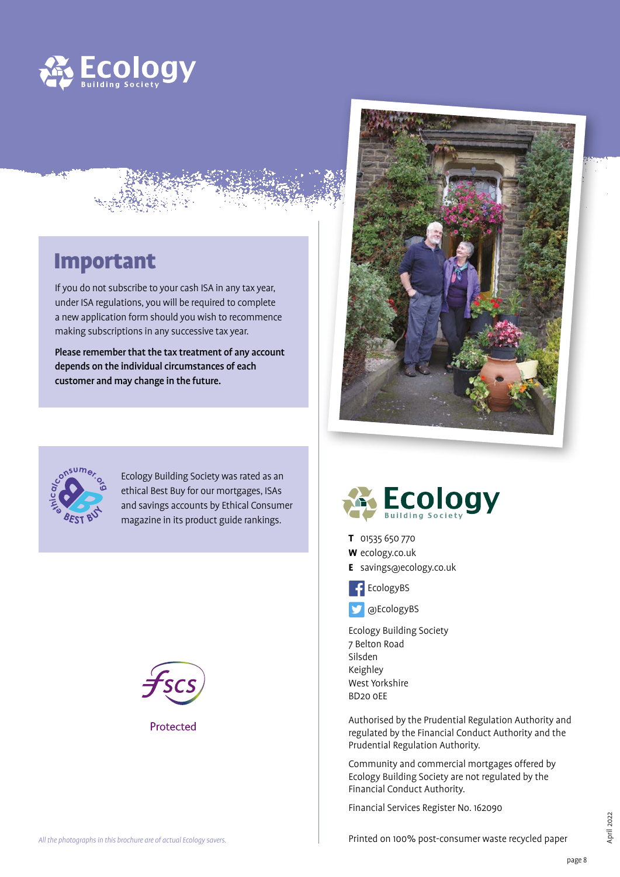Ecology Building Society

## Important

If you do not subscribe to your cash ISA in any tax year, under ISA regulations, you will be required to complete a new application form should you wish to recommence making subscriptions in any successive tax year.

**Please remember that the tax treatment of any account depends on the individual circumstances of each customer and may change in the future.**

Ecology Building Society was rated as an ethical Best Buy for our mortgages, ISAs and savings accounts by Ethical Consumer magazine in its product guide rankings.

FSCS Protected

*All the photographs in this brochure are of actual Ecology savers.*

Ecology Building Society

**T** 01535 650 770
**W** ecology.co.uk
**E** savings@ecology.co.uk

EcologyBS

@EcologyBS

Ecology Building Society
7 Belton Road
Silsden
Keighley
West Yorkshire
BD20 0EE

Authorised by the Prudential Regulation Authority and regulated by the Financial Conduct Authority and the Prudential Regulation Authority.

Community and commercial mortgages offered by Ecology Building Society are not regulated by the Financial Conduct Authority.

Financial Services Register No. 162090

Printed on 100% post-consumer waste recycled paper

April 2022